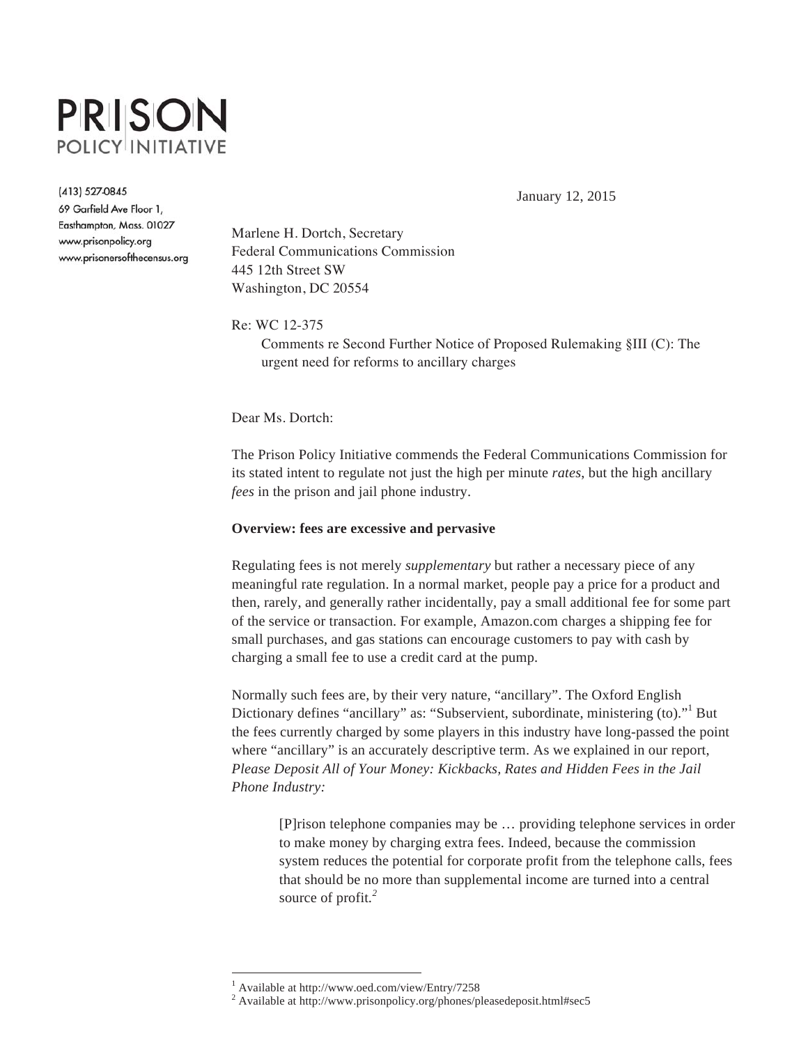# PRISON POLICY INITIATIVE

(413) 527-0845
69 Garfield Ave Floor 1,
Easthampton, Mass. 01027
www.prisonpolicy.org
www.prisonersofthecensus.org

January 12, 2015

Marlene H. Dortch, Secretary
Federal Communications Commission
445 12th Street SW
Washington, DC 20554

Re: WC 12-375

Comments re Second Further Notice of Proposed Rulemaking §III (C): The urgent need for reforms to ancillary charges

Dear Ms. Dortch:

The Prison Policy Initiative commends the Federal Communications Commission for its stated intent to regulate not just the high per minute *rates*, but the high ancillary *fees* in the prison and jail phone industry.

**Overview: fees are excessive and pervasive**

Regulating fees is not merely *supplementary* but rather a necessary piece of any meaningful rate regulation. In a normal market, people pay a price for a product and then, rarely, and generally rather incidentally, pay a small additional fee for some part of the service or transaction. For example, Amazon.com charges a shipping fee for small purchases, and gas stations can encourage customers to pay with cash by charging a small fee to use a credit card at the pump.

Normally such fees are, by their very nature, "ancillary". The Oxford English Dictionary defines "ancillary" as: "Subservient, subordinate, ministering (to)."[1] But the fees currently charged by some players in this industry have long-passed the point where "ancillary" is an accurately descriptive term. As we explained in our report, *Please Deposit All of Your Money: Kickbacks, Rates and Hidden Fees in the Jail Phone Industry:*

> [P]rison telephone companies may be … providing telephone services in order to make money by charging extra fees. Indeed, because the commission system reduces the potential for corporate profit from the telephone calls, fees that should be no more than supplemental income are turned into a central source of profit.[2]

---

[1] Available at http://www.oed.com/view/Entry/7258

[2] Available at http://www.prisonpolicy.org/phones/pleasedeposit.html#sec5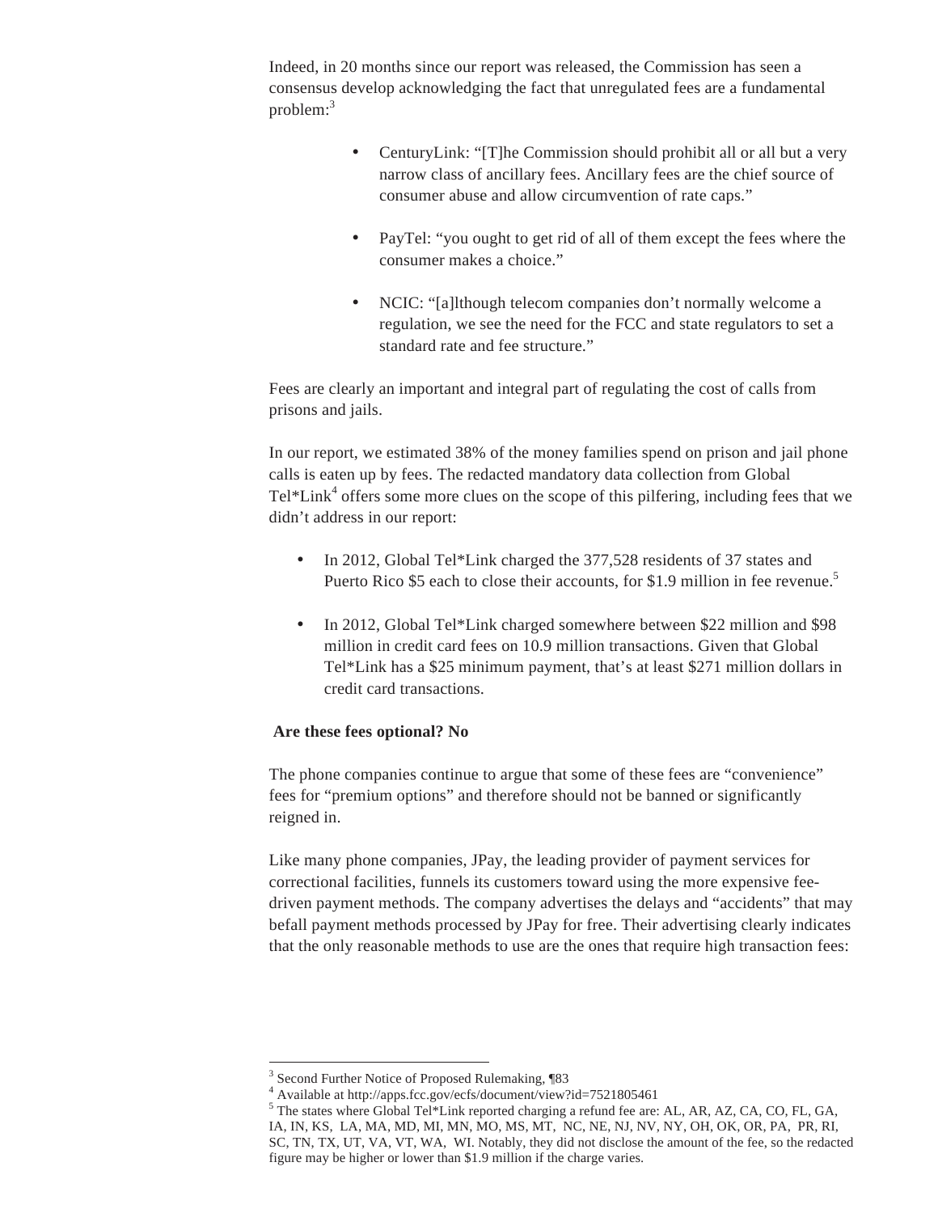Indeed, in 20 months since our report was released, the Commission has seen a consensus develop acknowledging the fact that unregulated fees are a fundamental problem:[3]

- CenturyLink: "[T]he Commission should prohibit all or all but a very narrow class of ancillary fees. Ancillary fees are the chief source of consumer abuse and allow circumvention of rate caps."
- PayTel: "you ought to get rid of all of them except the fees where the consumer makes a choice."
- NCIC: "[a]lthough telecom companies don't normally welcome a regulation, we see the need for the FCC and state regulators to set a standard rate and fee structure."

Fees are clearly an important and integral part of regulating the cost of calls from prisons and jails.

In our report, we estimated 38% of the money families spend on prison and jail phone calls is eaten up by fees. The redacted mandatory data collection from Global Tel*Link[4] offers some more clues on the scope of this pilfering, including fees that we didn't address in our report:

- In 2012, Global Tel*Link charged the 377,528 residents of 37 states and Puerto Rico $5 each to close their accounts, for $1.9 million in fee revenue.[5]
- In 2012, Global Tel*Link charged somewhere between $22 million and $98 million in credit card fees on 10.9 million transactions. Given that Global Tel*Link has a $25 minimum payment, that's at least $271 million dollars in credit card transactions.

**Are these fees optional? No**

The phone companies continue to argue that some of these fees are "convenience" fees for "premium options" and therefore should not be banned or significantly reigned in.

Like many phone companies, JPay, the leading provider of payment services for correctional facilities, funnels its customers toward using the more expensive fee-driven payment methods. The company advertises the delays and "accidents" that may befall payment methods processed by JPay for free. Their advertising clearly indicates that the only reasonable methods to use are the ones that require high transaction fees:

---

[3] Second Further Notice of Proposed Rulemaking, ¶83

[4] Available at http://apps.fcc.gov/ecfs/document/view?id=7521805461

[5] The states where Global Tel*Link reported charging a refund fee are: AL, AR, AZ, CA, CO, FL, GA, IA, IN, KS, LA, MA, MD, MI, MN, MO, MS, MT, NC, NE, NJ, NV, NY, OH, OK, OR, PA, PR, RI, SC, TN, TX, UT, VA, VT, WA, WI. Notably, they did not disclose the amount of the fee, so the redacted figure may be higher or lower than $1.9 million if the charge varies.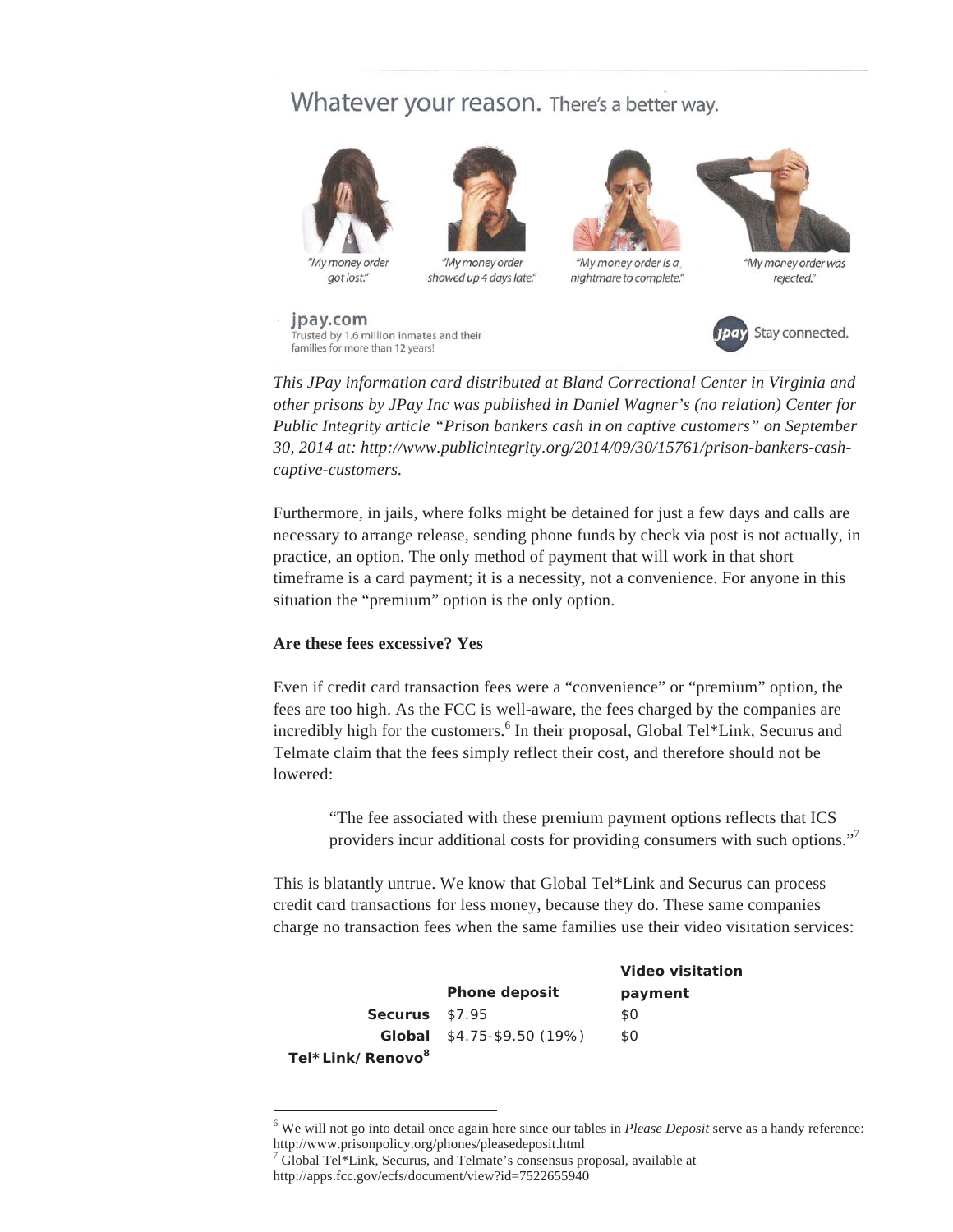Whatever your reason. There's a better way.

"My money order got lost."

"My money order showed up 4 days late."

"My money order is a nightmare to complete."

"My money order was rejected."

jpay.com
Trusted by 1.6 million inmates and their families for more than 12 years!

Stay connected.

*This JPay information card distributed at Bland Correctional Center in Virginia and other prisons by JPay Inc was published in Daniel Wagner's (no relation) Center for Public Integrity article "Prison bankers cash in on captive customers" on September 30, 2014 at: http://www.publicintegrity.org/2014/09/30/15761/prison-bankers-cash-captive-customers.*

Furthermore, in jails, where folks might be detained for just a few days and calls are necessary to arrange release, sending phone funds by check via post is not actually, in practice, an option. The only method of payment that will work in that short timeframe is a card payment; it is a necessity, not a convenience. For anyone in this situation the "premium" option is the only option.

**Are these fees excessive? Yes**

Even if credit card transaction fees were a "convenience" or "premium" option, the fees are too high. As the FCC is well-aware, the fees charged by the companies are incredibly high for the customers.[6] In their proposal, Global Tel*Link, Securus and Telmate claim that the fees simply reflect their cost, and therefore should not be lowered:

> "The fee associated with these premium payment options reflects that ICS providers incur additional costs for providing consumers with such options."[7]

This is blatantly untrue. We know that Global Tel*Link and Securus can process credit card transactions for less money, because they do. These same companies charge no transaction fees when the same families use their video visitation services:

| | Phone deposit | Video visitation payment |
|---|---|---|
| **Securus** | $7.95 | $0 |
| **Global Tel*Link/Renovo**[8] | $4.75-$9.50 (19%) | $0 |

[6] We will not go into detail once again here since our tables in *Please Deposit* serve as a handy reference: http://www.prisonpolicy.org/phones/pleasedeposit.html

[7] Global Tel*Link, Securus, and Telmate's consensus proposal, available at http://apps.fcc.gov/ecfs/document/view?id=7522655940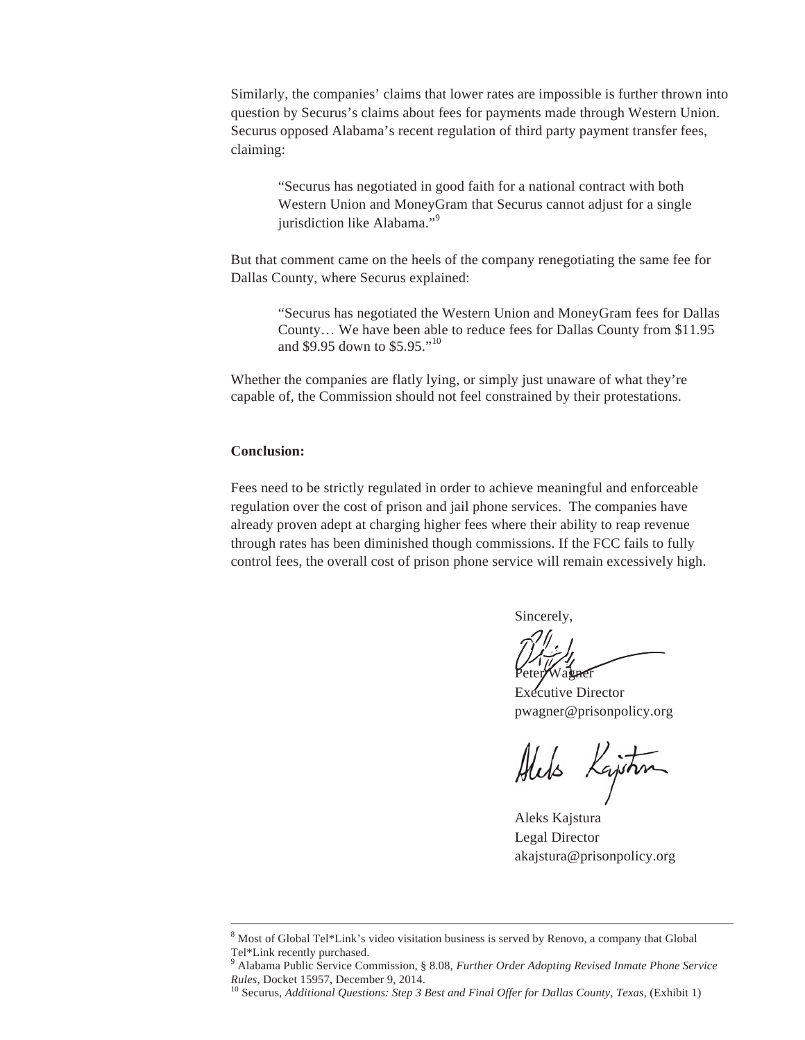Similarly, the companies' claims that lower rates are impossible is further thrown into question by Securus's claims about fees for payments made through Western Union. Securus opposed Alabama's recent regulation of third party payment transfer fees, claiming:

> "Securus has negotiated in good faith for a national contract with both Western Union and MoneyGram that Securus cannot adjust for a single jurisdiction like Alabama."[9]

But that comment came on the heels of the company renegotiating the same fee for Dallas County, where Securus explained:

> "Securus has negotiated the Western Union and MoneyGram fees for Dallas County… We have been able to reduce fees for Dallas County from $11.95 and $9.95 down to $5.95."[10]

Whether the companies are flatly lying, or simply just unaware of what they're capable of, the Commission should not feel constrained by their protestations.

**Conclusion:**

Fees need to be strictly regulated in order to achieve meaningful and enforceable regulation over the cost of prison and jail phone services. The companies have already proven adept at charging higher fees where their ability to reap revenue through rates has been diminished though commissions. If the FCC fails to fully control fees, the overall cost of prison phone service will remain excessively high.

Sincerely,

Peter Wagner
Executive Director
pwagner@prisonpolicy.org

Aleks Kajstura
Legal Director
akajstura@prisonpolicy.org

---

[8] Most of Global Tel*Link's video visitation business is served by Renovo, a company that Global Tel*Link recently purchased.

[9] Alabama Public Service Commission, § 8.08, *Further Order Adopting Revised Inmate Phone Service Rules*, Docket 15957, December 9, 2014.

[10] Securus, *Additional Questions: Step 3 Best and Final Offer for Dallas County, Texas*, (Exhibit 1)